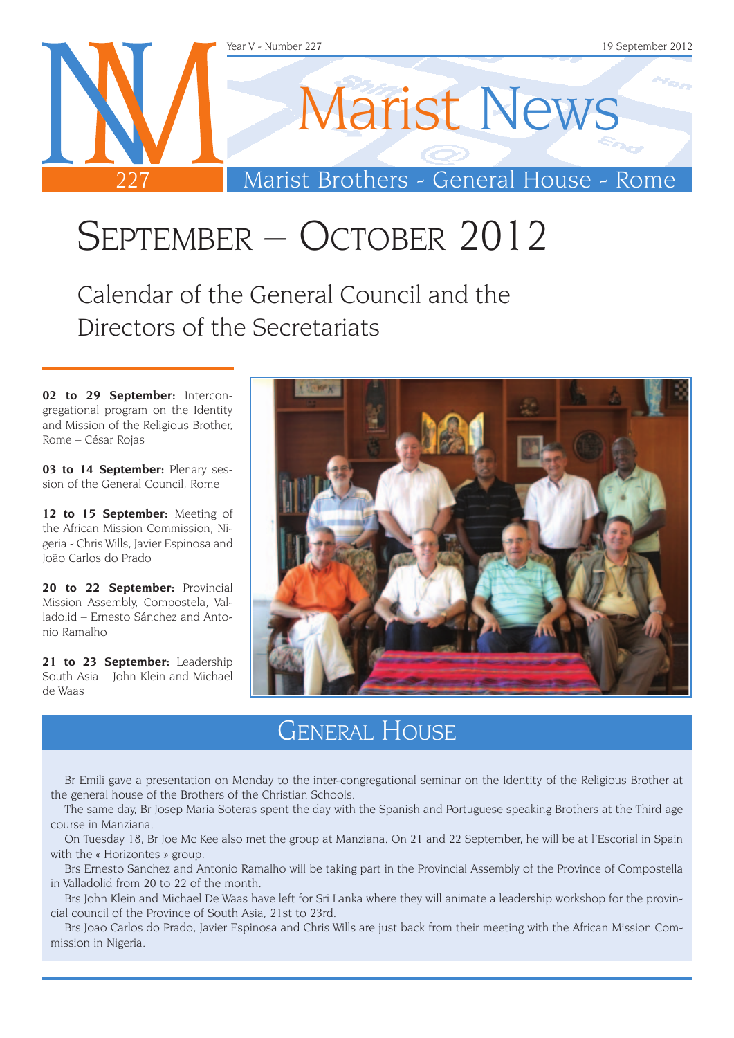Year V - Number 227 — 19 September 2012

# Marist News

Marist Brothers - General House - Rome

# September – October 2012

## Calendar of the General Council and the Directors of the Secretariats

**02 to 29 September:** Intercongregational program on the Identity and Mission of the Religious Brother, Rome – César Rojas

**03 to 14 September:** Plenary session of the General Council, Rome

**12 to 15 September:** Meeting of the African Mission Commission, Nigeria - Chris Wills, Javier Espinosa and João Carlos do Prado

**20 to 22 September:** Provincial Mission Assembly, Compostela, Valladolid – Ernesto Sánchez and Antonio Ramalho

**21 to 23 September:** Leadership South Asia – John Klein and Michael de Waas

## General House

Br Emili gave a presentation on Monday to the inter-congregational seminar on the Identity of the Religious Brother at the general house of the Brothers of the Christian Schools.

The same day, Br Josep Maria Soteras spent the day with the Spanish and Portuguese speaking Brothers at the Third age course in Manziana.

On Tuesday 18, Br Joe Mc Kee also met the group at Manziana. On 21 and 22 September, he will be at l'Escorial in Spain with the « Horizontes » group.

Brs Ernesto Sanchez and Antonio Ramalho will be taking part in the Provincial Assembly of the Province of Compostella in Valladolid from 20 to 22 of the month.

Brs John Klein and Michael De Waas have left for Sri Lanka where they will animate a leadership workshop for the provincial council of the Province of South Asia, 21st to 23rd.

Brs Joao Carlos do Prado, Javier Espinosa and Chris Wills are just back from their meeting with the African Mission Commission in Nigeria.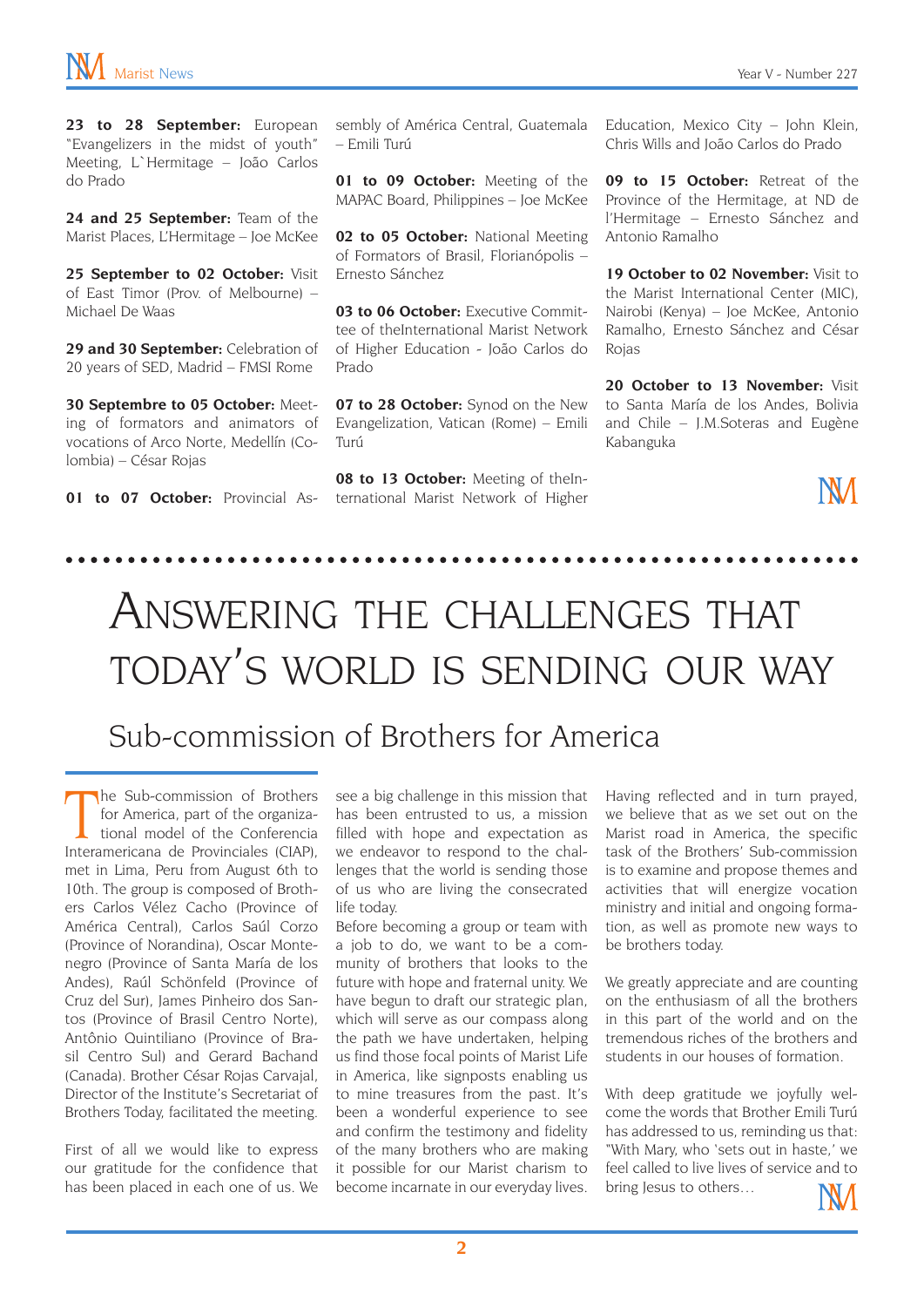**23 to 28 September:** European "Evangelizers in the midst of youth" Meeting, L`Hermitage – João Carlos do Prado

**24 and 25 September:** Team of the Marist Places, L'Hermitage – Joe McKee

**25 September to 02 October:** Visit of East Timor (Prov. of Melbourne) – Michael De Waas

**29 and 30 September:** Celebration of 20 years of SED, Madrid – FMSI Rome

**30 Septembre to 05 October:** Meeting of formators and animators of vocations of Arco Norte, Medellín (Colombia) – César Rojas

**01 to 07 October:** Provincial Assembly of América Central, Guatemala – Emili Turú

**01 to 09 October:** Meeting of the MAPAC Board, Philippines – Joe McKee

**02 to 05 October:** National Meeting of Formators of Brasil, Florianópolis – Ernesto Sánchez

**03 to 06 October:** Executive Committee of theInternational Marist Network of Higher Education - João Carlos do Prado

**07 to 28 October:** Synod on the New Evangelization, Vatican (Rome) – Emili Turú

**08 to 13 October:** Meeting of theInternational Marist Network of Higher Education, Mexico City – John Klein, Chris Wills and João Carlos do Prado

**09 to 15 October:** Retreat of the Province of the Hermitage, at ND de l'Hermitage – Ernesto Sánchez and Antonio Ramalho

**19 October to 02 November:** Visit to the Marist International Center (MIC), Nairobi (Kenya) – Joe McKee, Antonio Ramalho, Ernesto Sánchez and César Rojas

**20 October to 13 November:** Visit to Santa María de los Andes, Bolivia and Chile – J.M.Soteras and Eugène Kabanguka

# Answering the challenges that today's world is sending our way

## Sub-commission of Brothers for America

The Sub-commission of Brothers for America, part of the organizational model of the Conferencia Interamericana de Provinciales (CIAP), met in Lima, Peru from August 6th to 10th. The group is composed of Brothers Carlos Vélez Cacho (Province of América Central), Carlos Saúl Corzo (Province of Norandina), Oscar Montenegro (Province of Santa María de los Andes), Raúl Schönfeld (Province of Cruz del Sur), James Pinheiro dos Santos (Province of Brasil Centro Norte), Antônio Quintiliano (Province of Brasil Centro Sul) and Gerard Bachand (Canada). Brother César Rojas Carvajal, Director of the Institute's Secretariat of Brothers Today, facilitated the meeting.

First of all we would like to express our gratitude for the confidence that has been placed in each one of us. We see a big challenge in this mission that has been entrusted to us, a mission filled with hope and expectation as we endeavor to respond to the challenges that the world is sending those of us who are living the consecrated life today.
Before becoming a group or team with a job to do, we want to be a community of brothers that looks to the future with hope and fraternal unity. We have begun to draft our strategic plan, which will serve as our compass along the path we have undertaken, helping us find those focal points of Marist Life in America, like signposts enabling us to mine treasures from the past. It's been a wonderful experience to see and confirm the testimony and fidelity of the many brothers who are making it possible for our Marist charism to become incarnate in our everyday lives. Having reflected and in turn prayed, we believe that as we set out on the Marist road in America, the specific task of the Brothers' Sub-commission is to examine and propose themes and activities that will energize vocation ministry and initial and ongoing formation, as well as promote new ways to be brothers today.

We greatly appreciate and are counting on the enthusiasm of all the brothers in this part of the world and on the tremendous riches of the brothers and students in our houses of formation.

With deep gratitude we joyfully welcome the words that Brother Emili Turú has addressed to us, reminding us that: "With Mary, who 'sets out in haste,' we feel called to live lives of service and to bring Jesus to others…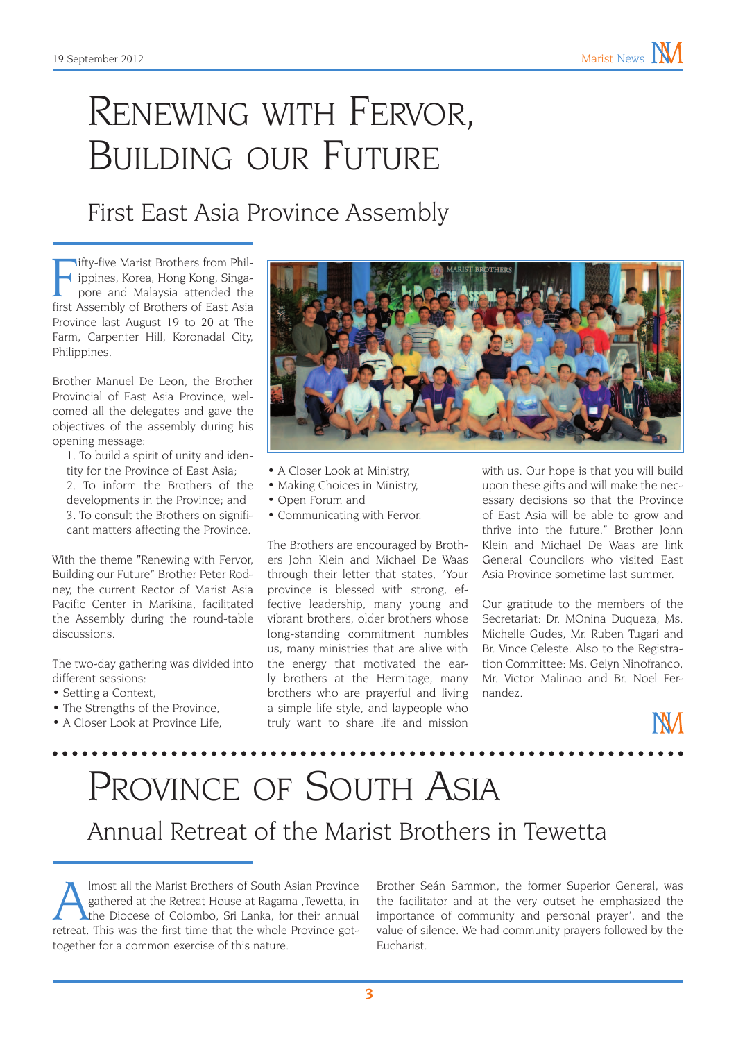# Renewing with Fervor, Building our Future

## First East Asia Province Assembly

Fifty-five Marist Brothers from Philippines, Korea, Hong Kong, Singapore and Malaysia attended the first Assembly of Brothers of East Asia Province last August 19 to 20 at The Farm, Carpenter Hill, Koronadal City, Philippines.

Brother Manuel De Leon, the Brother Provincial of East Asia Province, welcomed all the delegates and gave the objectives of the assembly during his opening message:

1. To build a spirit of unity and identity for the Province of East Asia;
2. To inform the Brothers of the developments in the Province; and
3. To consult the Brothers on significant matters affecting the Province.

With the theme "Renewing with Fervor, Building our Future" Brother Peter Rodney, the current Rector of Marist Asia Pacific Center in Marikina, facilitated the Assembly during the round-table discussions.

The two-day gathering was divided into different sessions:

- Setting a Context,
- The Strengths of the Province,
- A Closer Look at Province Life,
- A Closer Look at Ministry,
- Making Choices in Ministry,
- Open Forum and
- Communicating with Fervor.

The Brothers are encouraged by Brothers John Klein and Michael De Waas through their letter that states, "Your province is blessed with strong, effective leadership, many young and vibrant brothers, older brothers whose long-standing commitment humbles us, many ministries that are alive with the energy that motivated the early brothers at the Hermitage, many brothers who are prayerful and living a simple life style, and laypeople who truly want to share life and mission with us. Our hope is that you will build upon these gifts and will make the necessary decisions so that the Province of East Asia will be able to grow and thrive into the future." Brother John Klein and Michael De Waas are link General Councilors who visited East Asia Province sometime last summer.

Our gratitude to the members of the Secretariat: Dr. MOnina Duqueza, Ms. Michelle Gudes, Mr. Ruben Tugari and Br. Vince Celeste. Also to the Registration Committee: Ms. Gelyn Ninofranco, Mr. Victor Malinao and Br. Noel Fernandez.

# Province of South Asia

## Annual Retreat of the Marist Brothers in Tewetta

Almost all the Marist Brothers of South Asian Province gathered at the Retreat House at Ragama ,Tewetta, in the Diocese of Colombo, Sri Lanka, for their annual retreat. This was the first time that the whole Province got-together for a common exercise of this nature.

Brother Seán Sammon, the former Superior General, was the facilitator and at the very outset he emphasized the importance of community and personal prayer', and the value of silence. We had community prayers followed by the Eucharist.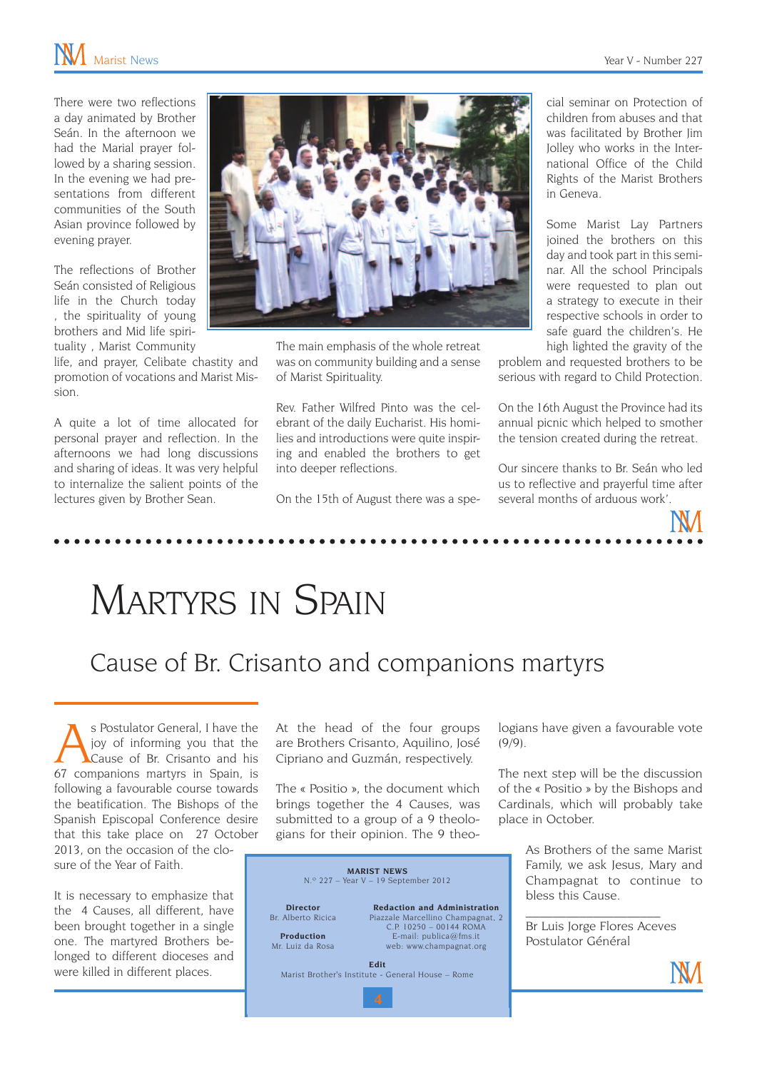There were two reflections a day animated by Brother Seán. In the afternoon we had the Marial prayer followed by a sharing session. In the evening we had presentations from different communities of the South Asian province followed by evening prayer.

The reflections of Brother Seán consisted of Religious life in the Church today , the spirituality of young brothers and Mid life spirituality , Marist Community life, and prayer, Celibate chastity and promotion of vocations and Marist Mission.

A quite a lot of time allocated for personal prayer and reflection. In the afternoons we had long discussions and sharing of ideas. It was very helpful to internalize the salient points of the lectures given by Brother Sean.

The main emphasis of the whole retreat was on community building and a sense of Marist Spirituality.

Rev. Father Wilfred Pinto was the celebrant of the daily Eucharist. His homilies and introductions were quite inspiring and enabled the brothers to get into deeper reflections.

On the 15th of August there was a special seminar on Protection of children from abuses and that was facilitated by Brother Jim Jolley who works in the International Office of the Child Rights of the Marist Brothers in Geneva.

Some Marist Lay Partners joined the brothers on this day and took part in this seminar. All the school Principals were requested to plan out a strategy to execute in their respective schools in order to safe guard the children's. He high lighted the gravity of the problem and requested brothers to be serious with regard to Child Protection.

On the 16th August the Province had its annual picnic which helped to smother the tension created during the retreat.

Our sincere thanks to Br. Seán who led us to reflective and prayerful time after several months of arduous work'.

# Martyrs in Spain

## Cause of Br. Crisanto and companions martyrs

As Postulator General, I have the joy of informing you that the Cause of Br. Crisanto and his 67 companions martyrs in Spain, is following a favourable course towards the beatification. The Bishops of the Spanish Episcopal Conference desire that this take place on 27 October 2013, on the occasion of the closure of the Year of Faith.

It is necessary to emphasize that the 4 Causes, all different, have been brought together in a single one. The martyred Brothers belonged to different dioceses and were killed in different places.

At the head of the four groups are Brothers Crisanto, Aquilino, José Cipriano and Guzmán, respectively.

The « Positio », the document which brings together the 4 Causes, was submitted to a group of a 9 theologians for their opinion. The 9 theologians have given a favourable vote (9/9).

The next step will be the discussion of the « Positio » by the Bishops and Cardinals, which will probably take place in October.

As Brothers of the same Marist Family, we ask Jesus, Mary and Champagnat to continue to bless this Cause.

\_\_\_\_\_\_\_\_\_\_\_\_\_\_\_\_\_\_\_\_

Br Luis Jorge Flores Aceves
Postulator Général

**MARIST NEWS**
N.º 227 – Year V – 19 September 2012

**Director**
Br. Alberto Ricica

**Production**
Mr. Luiz da Rosa

**Redaction and Administration**
Piazzale Marcellino Champagnat, 2
C.P. 10250 – 00144 ROMA
E-mail: publica@fms.it
web: www.champagnat.org

**Edit**
Marist Brother's Institute - General House – Rome